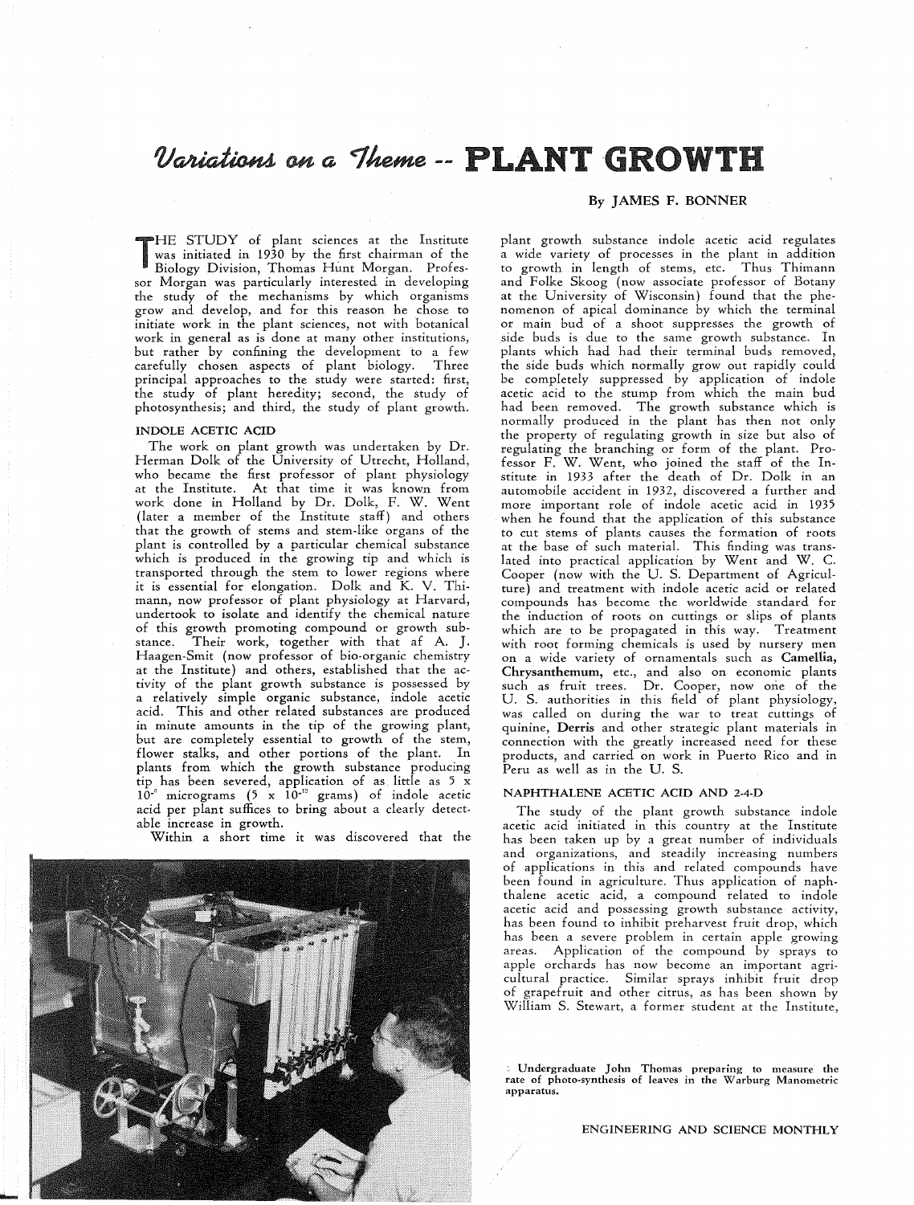# Variations on a Theme -- PLANT GROWTH

By JAMES F. BONNER

THE STUDY of plant sciences at the Institute was initiated in 1930 by the first chairman of the Biology Division, Thomas Hunt Morgan. Professor Morgan was particularly interested in developing the study of the mechanisms by which organisms grow and develop, and for this reason he chose to initiate work in the plant sciences, not with botanical work in general as is done at many other institutions, but rather by confining the development to a few carefully chosen aspects of plant biology. Three principal approaches to the study were started: first, the study of plant heredity; second, the study of photosynthesis; and third, the study of plant growth.

## INDOLE ACETIC ACID

The work on plant growth was undertaken by Dr. Herman Dolk of the University of Utrecht, Holland, who became the first professor of plant physiology at the Institute. At that time it was known from work done in Holland by Dr. Dolk, F. W. Went (later a member of the Institute staff) and others that the growth of stems and stem-like organs of the plant is controlled by a particular chemical substance which is produced in the growing tip and which is transported through the stem to lower regions where it is essential for elongation. Dolk and K. V. Thimann, now professor of plant physiology at Harvard, undertook to isolate and identify the chemical nature of this growth promoting compound or growth substance. Their work, together with that af A. J. Haagen-Smit (now professor of bio-organic chemistry at the Institute) and others, established that the activity of the plant growth substance is possessed by a relatively simple organic substance, indole acetic acid. This and other related substances are produced in minute amounts in the tip of the growing plant, but are completely essential to growth of the stem, flower stalks, and other portions of the plant. In plants from which the growth substance producing tip has been severed, application of as little as $5 \times 10^{-6}$ micrograms ($5 \times 10^{-12}$ grams) of indole acetic acid per plant suffices to bring about a clearly detectable increase in growth.

Within a short time it was discovered that the plant growth substance indole acetic acid regulates a wide variety of processes in the plant in addition to growth in length of stems, etc. Thus Thimann and Folke Skoog (now associate professor of Botany at the University of Wisconsin) found that the phenomenon of apical dominance by which the terminal or main bud of a shoot suppresses the growth of side buds is due to the same growth substance. In plants which had had their terminal buds removed, the side buds which normally grow out rapidly could be completely suppressed by application of indole acetic acid to the stump from which the main bud had been removed. The growth substance which is normally produced in the plant has then not only the property of regulating growth in size but also of regulating the branching or form of the plant. Professor F. W. Went, who joined the staff of the Institute in 1933 after the death of Dr. Dolk in an automobile accident in 1932, discovered a further and more important role of indole acetic acid in 1935 when he found that the application of this substance to cut stems of plants causes the formation of roots at the base of such material. This finding was translated into practical application by Went and W. C. Cooper (now with the U. S. Department of Agriculture) and treatment with indole acetic acid or related compounds has become the worldwide standard for the induction of roots on cuttings or slips of plants which are to be propagated in this way. Treatment with root forming chemicals is used by nursery men on a wide variety of ornamentals such as **Camellia, Chrysanthemum**, etc., and also on economic plants such as fruit trees. Dr. Cooper, now one of the U. S. authorities in this field of plant physiology, was called on during the war to treat cuttings of quinine, **Derris** and other strategic plant materials in connection with the greatly increased need for these products, and carried on work in Puerto Rico and in Peru as well as in the U. S.

## NAPHTHALENE ACETIC ACID AND 2-4-D

The study of the plant growth substance indole acetic acid initiated in this country at the Institute has been taken up by a great number of individuals and organizations, and steadily increasing numbers of applications in this and related compounds have been found in agriculture. Thus application of naphthalene acetic acid, a compound related to indole acetic acid and possessing growth substance activity, has been found to inhibit preharvest fruit drop, which has been a severe problem in certain apple growing areas. Application of the compound by sprays to apple orchards has now become an important agricultural practice. Similar sprays inhibit fruit drop of grapefruit and other citrus, as has been shown by William S. Stewart, a former student at the Institute,

**Undergraduate John Thomas preparing to measure the rate of photo-synthesis of leaves in the Warburg Manometric apparatus.**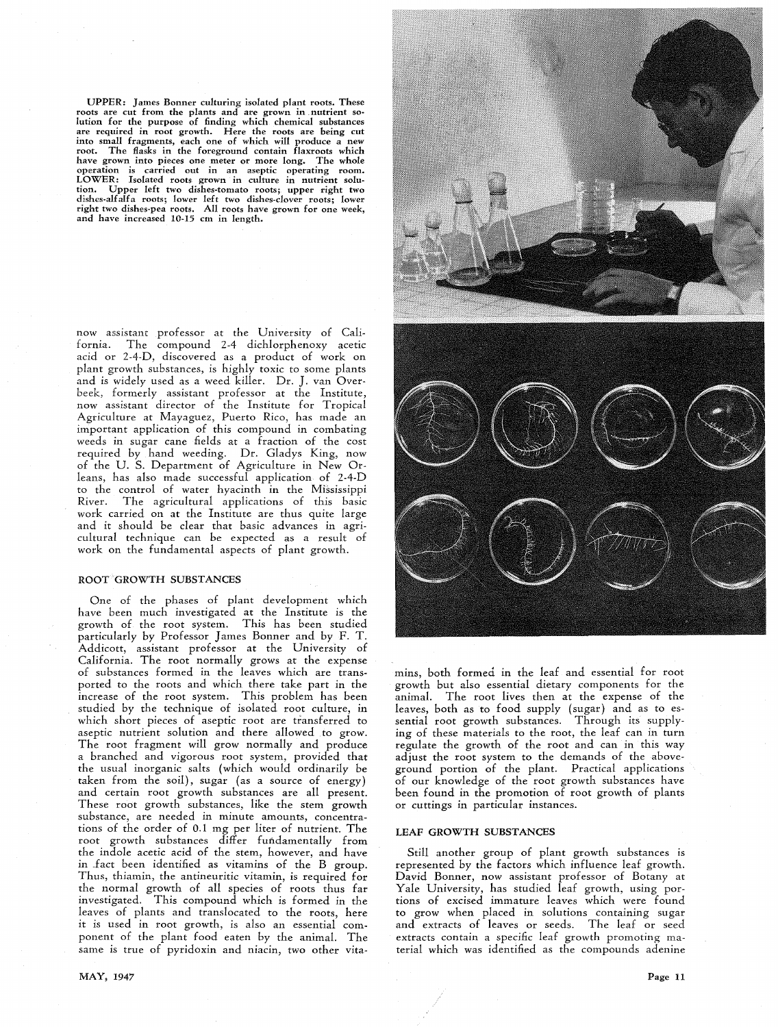UPPER: James Bonner culturing isolated plant roots. These roots are cut from the plants and are grown in nutrient solution for the purpose of finding which chemical substances are required in root growth. Here the roots are being cut into small fragments, each one of which will produce a new root. The flasks in the foreground contain flaxroots which have grown into pieces one meter or more long. The whole operation is carried out in an aseptic operating room. LOWER: Isolated roots grown in culture in nutrient solution. Upper left two dishes-tomato roots; upper right two dishes-alfalfa roots; lower left two dishes-clover roots; lower right two dishes-pea roots. All roots have grown for one week, and have increased 10-15 cm in length.

now assistant professor at the University of California. The compound 2-4 dichlorphenoxy acetic acid or 2-4-D, discovered as a product of work on plant growth substances, is highly toxic to some plants and is widely used as a weed killer. Dr. J. van Overbeek, formerly assistant professor at the Institute, now assistant director of the Institute for Tropical Agriculture at Mayaguez, Puerto Rico, has made an important application of this compound in combating weeds in sugar cane fields at a fraction of the cost required by hand weeding. Dr. Gladys King, now of the U. S. Department of Agriculture in New Orleans, has also made successful application of 2-4-D to the control of water hyacinth in the Mississippi River. The agricultural applications of this basic work carried on at the Institute are thus quite large and it should be clear that basic advances in agricultural technique can be expected as a result of work on the fundamental aspects of plant growth.

## ROOT GROWTH SUBSTANCES

One of the phases of plant development which have been much investigated at the Institute is the growth of the root system. This has been studied particularly by Professor James Bonner and by F. T. Addicott, assistant professor at the University of California. The root normally grows at the expense of substances formed in the leaves which are transported to the roots and which there take part in the increase of the root system. This problem has been studied by the technique of isolated root culture, in which short pieces of aseptic root are transferred to aseptic nutrient solution and there allowed to grow. The root fragment will grow normally and produce a branched and vigorous root system, provided that the usual inorganic salts (which would ordinarily be taken from the soil), sugar (as a source of energy) and certain root growth substances are all present. These root growth substances, like the stem growth substance, are needed in minute amounts, concentrations of the order of 0.1 mg per liter of nutrient. The root growth substances differ fundamentally from the indole acetic acid of the stem, however, and have in fact been identified as vitamins of the B group. Thus, thiamin, the antineuritic vitamin, is required for the normal growth of all species of roots thus far investigated. This compound which is formed in the leaves of plants and translocated to the roots, here it is used in root growth, is also an essential component of the plant food eaten by the animal. The same is true of pyridoxin and niacin, two other vitamins, both formed in the leaf and essential for root growth but also essential dietary components for the animal. The root lives then at the expense of the leaves, both as to food supply (sugar) and as to essential root growth substances. Through its supplying of these materials to the root, the leaf can in turn regulate the growth of the root and can in this way adjust the root system to the demands of the aboveground portion of the plant. Practical applications of our knowledge of the root growth substances have been found in the promotion of root growth of plants or cuttings in particular instances.

## LEAF GROWTH SUBSTANCES

Still another group of plant growth substances is represented by the factors which influence leaf growth. David Bonner, now assistant professor of Botany at Yale University, has studied leaf growth, using portions of excised immature leaves which were found to grow when placed in solutions containing sugar and extracts of leaves or seeds. The leaf or seed extracts contain a specific leaf growth promoting material which was identified as the compounds adenine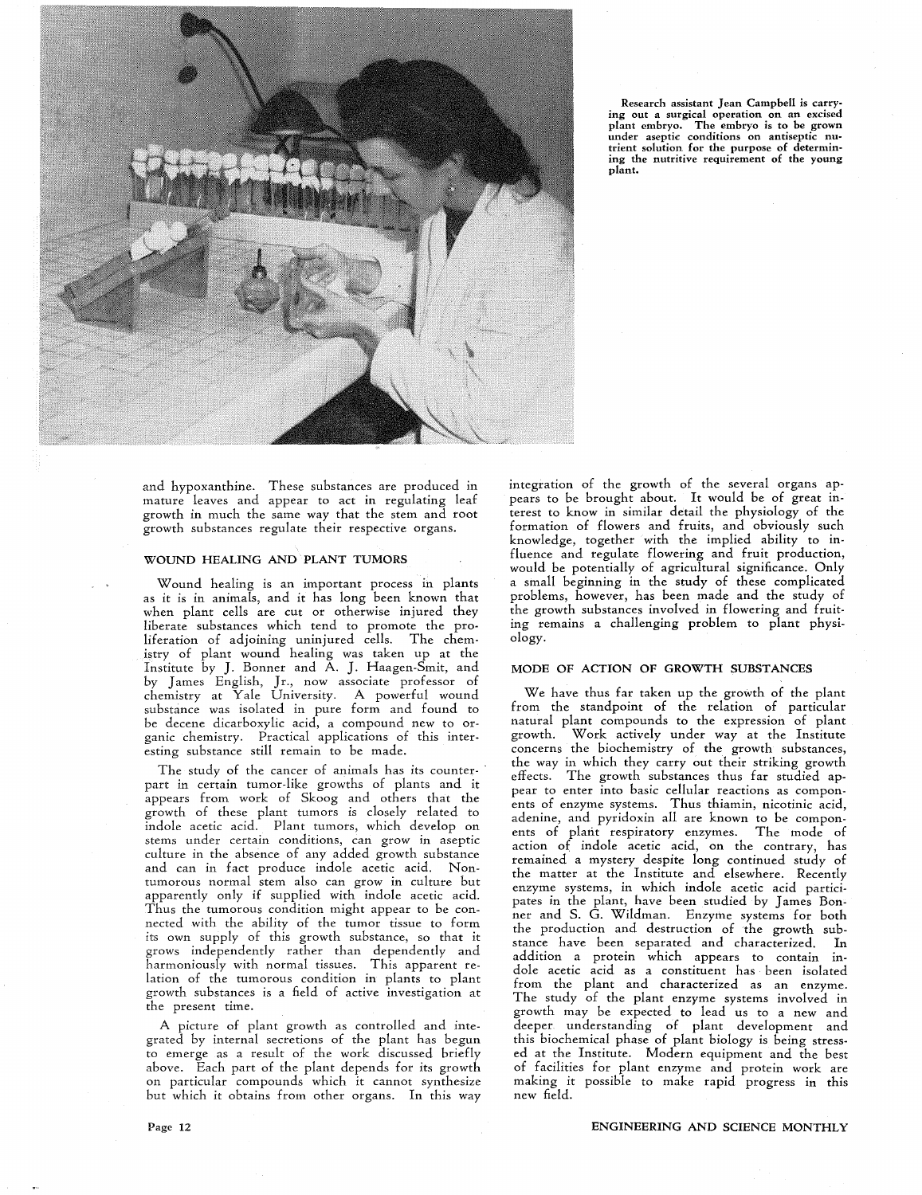Research assistant Jean Campbell is carrying out a surgical operation on an excised plant embryo. The embryo is to be grown under aseptic conditions on antiseptic nutrient solution for the purpose of determining the nutritive requirement of the young plant.

and hypoxanthine. These substances are produced in mature leaves and appear to act in regulating leaf growth in much the same way that the stem and root growth substances regulate their respective organs.

## WOUND HEALING AND PLANT TUMORS

Wound healing is an important process in plants as it is in animals, and it has long been known that when plant cells are cut or otherwise injured they liberate substances which tend to promote the proliferation of adjoining uninjured cells. The chemistry of plant wound healing was taken up at the Institute by J. Bonner and A. J. Haagen-Smit, and by James English, Jr., now associate professor of chemistry at Yale University. A powerful wound substance was isolated in pure form and found to be decene dicarboxylic acid, a compound new to organic chemistry. Practical applications of this interesting substance still remain to be made.

The study of the cancer of animals has its counterpart in certain tumor-like growths of plants and it appears from work of Skoog and others that the growth of these plant tumors is closely related to indole acetic acid. Plant tumors, which develop on stems under certain conditions, can grow in aseptic culture in the absence of any added growth substance and can in fact produce indole acetic acid. Nontumorous normal stem also can grow in culture but apparently only if supplied with indole acetic acid. Thus the tumorous condition might appear to be connected with the ability of the tumor tissue to form its own supply of this growth substance, so that it grows independently rather than dependently and harmoniously with normal tissues. This apparent relation of the tumorous condition in plants to plant growth substances is a field of active investigation at the present time.

A picture of plant growth as controlled and integrated by internal secretions of the plant has begun to emerge as a result of the work discussed briefly above. Each part of the plant depends for its growth on particular compounds which it cannot synthesize but which it obtains from other organs. In this way integration of the growth of the several organs appears to be brought about. It would be of great interest to know in similar detail the physiology of the formation of flowers and fruits, and obviously such knowledge, together with the implied ability to influence and regulate flowering and fruit production, would be potentially of agricultural significance. Only a small beginning in the study of these complicated problems, however, has been made and the study of the growth substances involved in flowering and fruiting remains a challenging problem to plant physiology.

## MODE OF ACTION OF GROWTH SUBSTANCES

We have thus far taken up the growth of the plant from the standpoint of the relation of particular natural plant compounds to the expression of plant growth. Work actively under way at the Institute concerns the biochemistry of the growth substances, the way in which they carry out their striking growth effects. The growth substances thus far studied appear to enter into basic cellular reactions as components of enzyme systems. Thus thiamin, nicotinic acid, adenine, and pyridoxin all are known to be components of plant respiratory enzymes. The mode of action of indole acetic acid, on the contrary, has remained a mystery despite long continued study of the matter at the Institute and elsewhere. Recently enzyme systems, in which indole acetic acid participates in the plant, have been studied by James Bonner and S. G. Wildman. Enzyme systems for both the production and destruction of the growth substance have been separated and characterized. In addition a protein which appears to contain indole acetic acid as a constituent has been isolated from the plant and characterized as an enzyme. The study of the plant enzyme systems involved in growth may be expected to lead us to a new and deeper understanding of plant development and this biochemical phase of plant biology is being stressed at the Institute. Modern equipment and the best of facilities for plant enzyme and protein work are making it possible to make rapid progress in this new field.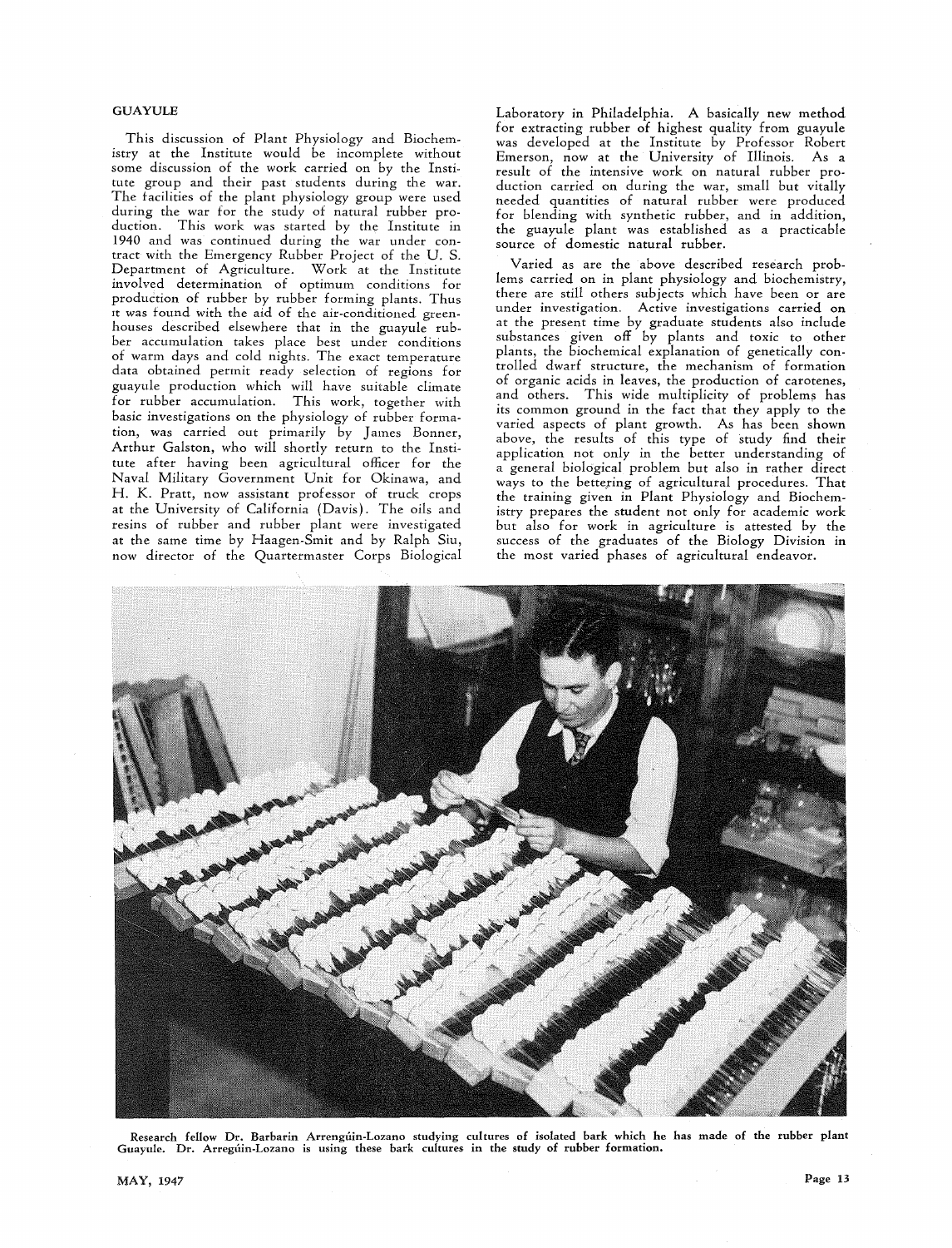## GUAYULE

This discussion of Plant Physiology and Biochemistry at the Institute would be incomplete without some discussion of the work carried on by the Institute group and their past students during the war. The facilities of the plant physiology group were used during the war for the study of natural rubber production. This work was started by the Institute in 1940 and was continued during the war under contract with the Emergency Rubber Project of the U. S. Department of Agriculture. Work at the Institute involved determination of optimum conditions for production of rubber by rubber forming plants. Thus it was found with the aid of the air-conditioned greenhouses described elsewhere that in the guayule rubber accumulation takes place best under conditions of warm days and cold nights. The exact temperature data obtained permit ready selection of regions for guayule production which will have suitable climate for rubber accumulation. This work, together with basic investigations on the physiology of rubber formation, was carried out primarily by James Bonner, Arthur Galston, who will shortly return to the Institute after having been agricultural officer for the Naval Military Government Unit for Okinawa, and H. K. Pratt, now assistant professor of truck crops at the University of California (Davis). The oils and resins of rubber and rubber plant were investigated at the same time by Haagen-Smit and by Ralph Siu, now director of the Quartermaster Corps Biological Laboratory in Philadelphia. A basically new method for extracting rubber of highest quality from guayule was developed at the Institute by Professor Robert Emerson, now at the University of Illinois. As a result of the intensive work on natural rubber production carried on during the war, small but vitally needed quantities of natural rubber were produced for blending with synthetic rubber, and in addition, the guayule plant was established as a practicable source of domestic natural rubber.

Varied as are the above described research problems carried on in plant physiology and biochemistry, there are still others subjects which have been or are under investigation. Active investigations carried on at the present time by graduate students also include substances given off by plants and toxic to other plants, the biochemical explanation of genetically controlled dwarf structure, the mechanism of formation of organic acids in leaves, the production of carotenes, and others. This wide multiplicity of problems has its common ground in the fact that they apply to the varied aspects of plant growth. As has been shown above, the results of this type of study find their application not only in the better understanding of a general biological problem but also in rather direct ways to the bettering of agricultural procedures. That the training given in Plant Physiology and Biochemistry prepares the student not only for academic work but also for work in agriculture is attested by the success of the graduates of the Biology Division in the most varied phases of agricultural endeavor.

Research fellow Dr. Barbarin Arrengúin-Lozano studying cultures of isolated bark which he has made of the rubber plant Guayule. Dr. Arregúin-Lozano is using these bark cultures in the study of rubber formation.